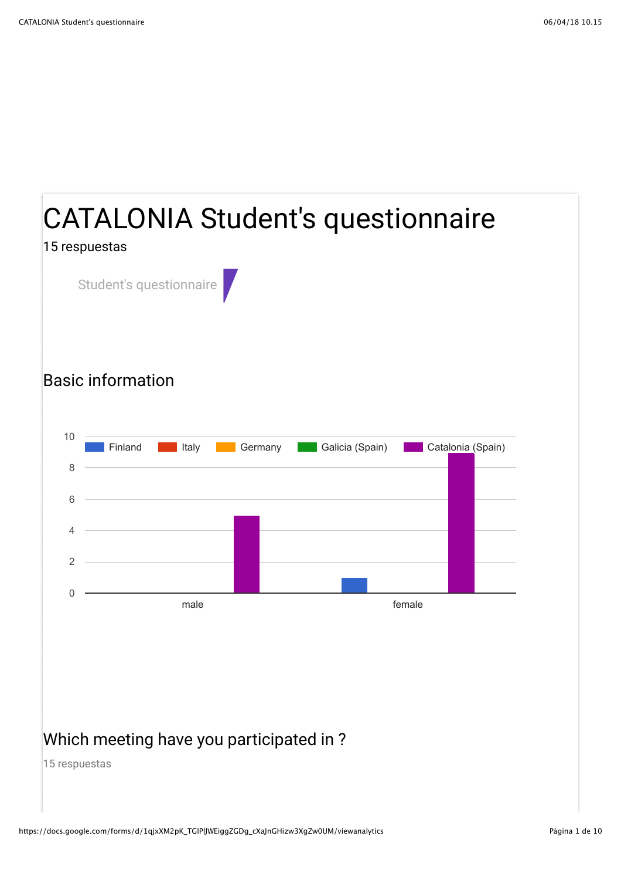# CATALONIA Student's questionnaire

15 respuestas

Student's questionnaire

## Basic information

| | Finland | Italy | Germany | Galicia (Spain) | Catalonia (Spain) |
|---|---|---|---|---|---|
| male | 0 | 0 | 0 | 0 | 5 |
| female | 1 | 0 | 0 | 0 | 9 |

## Which meeting have you participated in ?

15 respuestas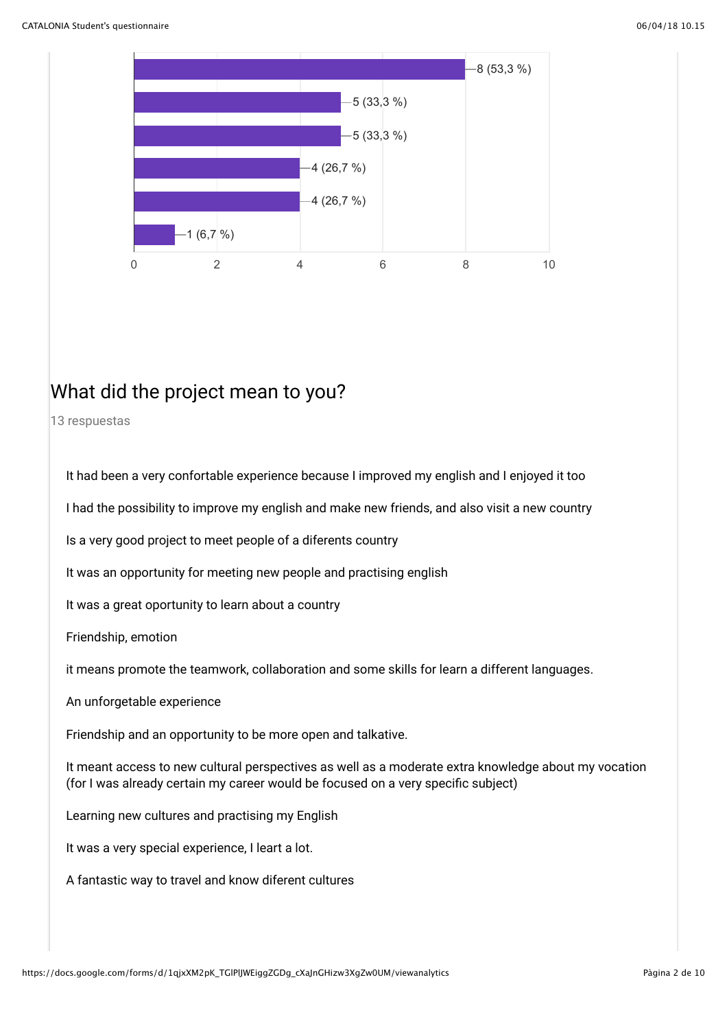| Value | Count (%) |
|---|---|
| | 8 (53,3 %) |
| | 5 (33,3 %) |
| | 5 (33,3 %) |
| | 4 (26,7 %) |
| | 4 (26,7 %) |
| | 1 (6,7 %) |

## What did the project mean to you?

13 respuestas

It had been a very confortable experience because I improved my english and I enjoyed it too

I had the possibility to improve my english and make new friends, and also visit a new country

Is a very good project to meet people of a diferents country

It was an opportunity for meeting new people and practising english

It was a great oportunity to learn about a country

Friendship, emotion

it means promote the teamwork, collaboration and some skills for learn a different languages.

An unforgetable experience

Friendship and an opportunity to be more open and talkative.

It meant access to new cultural perspectives as well as a moderate extra knowledge about my vocation (for I was already certain my career would be focused on a very specific subject)

Learning new cultures and practising my English

It was a very special experience, I leart a lot.

A fantastic way to travel and know diferent cultures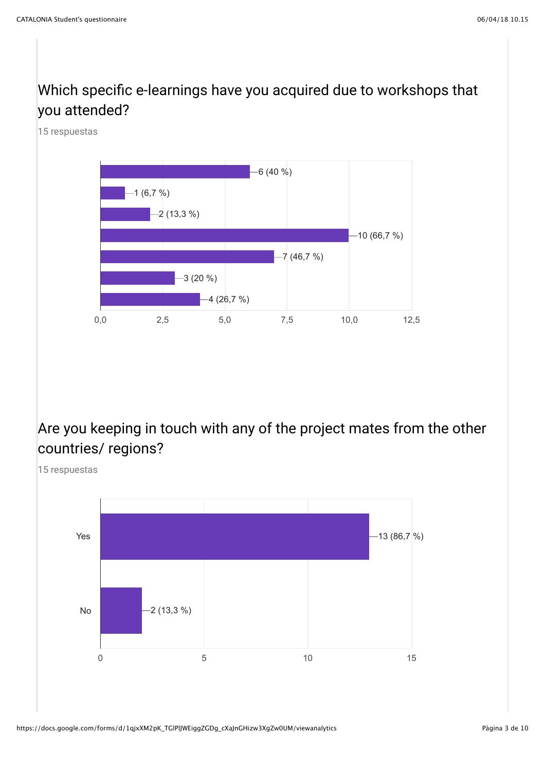## Which specific e-learnings have you acquired due to workshops that you attended?

15 respuestas

| Count | Percentage |
|---|---|
| 6 | 40 % |
| 1 | 6,7 % |
| 2 | 13,3 % |
| 10 | 66,7 % |
| 7 | 46,7 % |
| 3 | 20 % |
| 4 | 26,7 % |

## Are you keeping in touch with any of the project mates from the other countries/ regions?

15 respuestas

| Answer | Count | Percentage |
|---|---|---|
| Yes | 13 | 86,7 % |
| No | 2 | 13,3 % |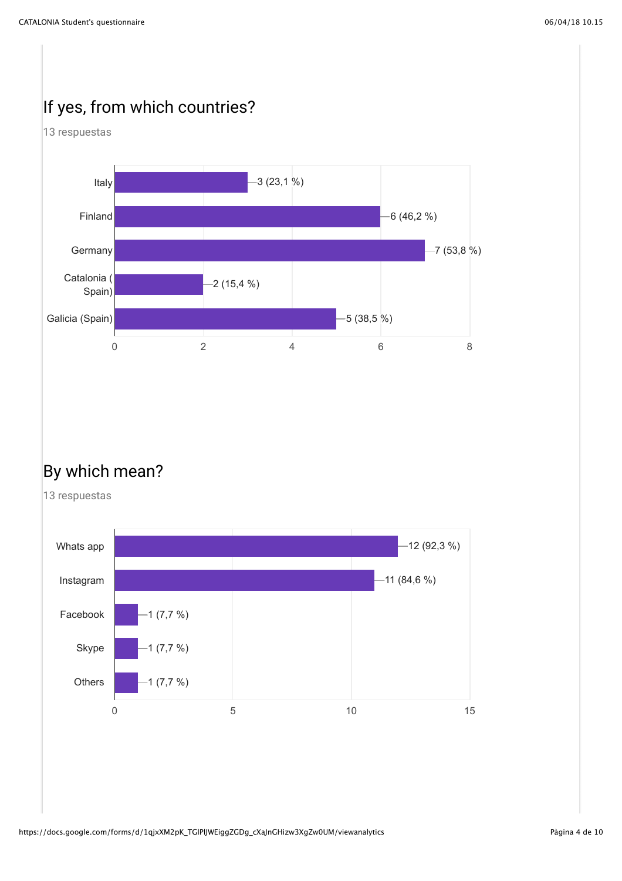## If yes, from which countries?

13 respuestas

| Country | Responses |
| --- | --- |
| Italy | 3 (23,1 %) |
| Finland | 6 (46,2 %) |
| Germany | 7 (53,8 %) |
| Catalonia ( Spain) | 2 (15,4 %) |
| Galicia (Spain) | 5 (38,5 %) |

## By which mean?

13 respuestas

| Mean | Responses |
| --- | --- |
| Whats app | 12 (92,3 %) |
| Instagram | 11 (84,6 %) |
| Facebook | 1 (7,7 %) |
| Skype | 1 (7,7 %) |
| Others | 1 (7,7 %) |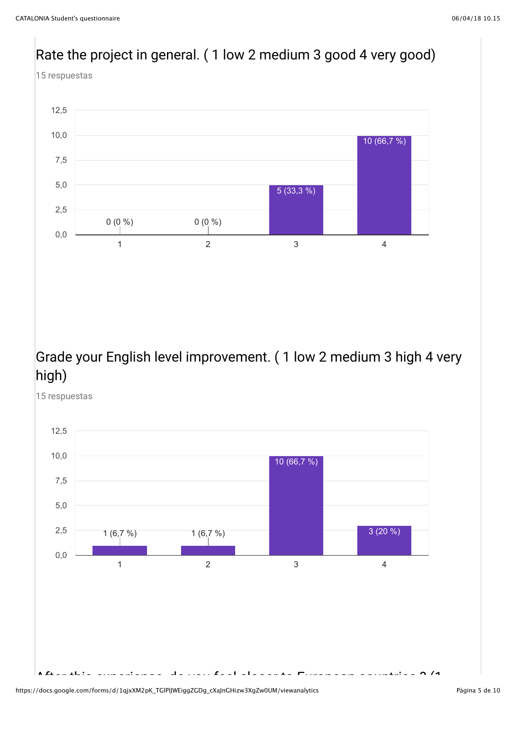## Rate the project in general. ( 1 low 2 medium 3 good 4 very good)

15 respuestas

| Rating | Responses |
|---|---|
| 1 | 0 (0 %) |
| 2 | 0 (0 %) |
| 3 | 5 (33,3 %) |
| 4 | 10 (66,7 %) |

## Grade your English level improvement. ( 1 low 2 medium 3 high 4 very high)

15 respuestas

| Rating | Responses |
|---|---|
| 1 | 1 (6,7 %) |
| 2 | 1 (6,7 %) |
| 3 | 10 (66,7 %) |
| 4 | 3 (20 %) |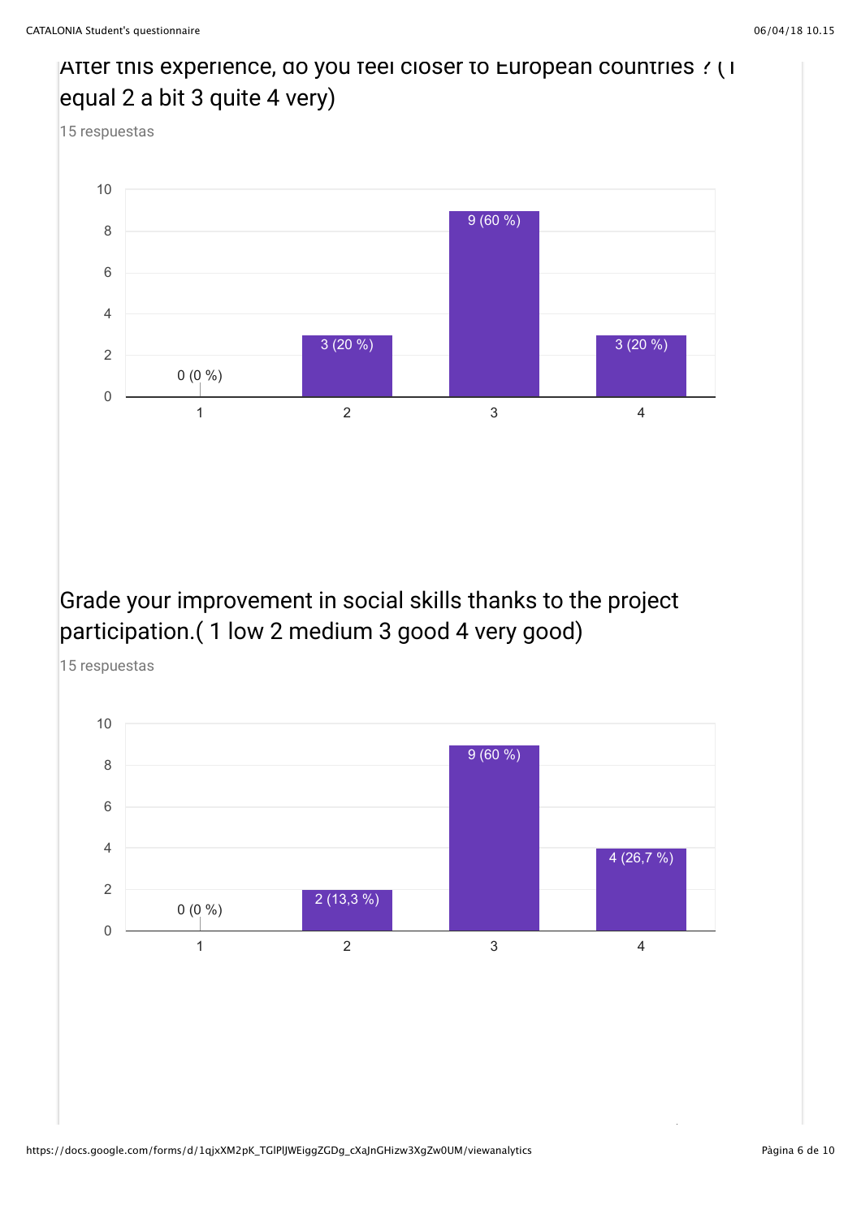After this experience, do you feel closer to European countries ? ( 1 equal 2 a bit 3 quite 4 very)

15 respuestas

| Response | Count (%) |
|---|---|
| 1 | 0 (0 %) |
| 2 | 3 (20 %) |
| 3 | 9 (60 %) |
| 4 | 3 (20 %) |

Grade your improvement in social skills thanks to the project participation.( 1 low 2 medium 3 good 4 very good)

15 respuestas

| Response | Count (%) |
|---|---|
| 1 | 0 (0 %) |
| 2 | 2 (13,3 %) |
| 3 | 9 (60 %) |
| 4 | 4 (26,7 %) |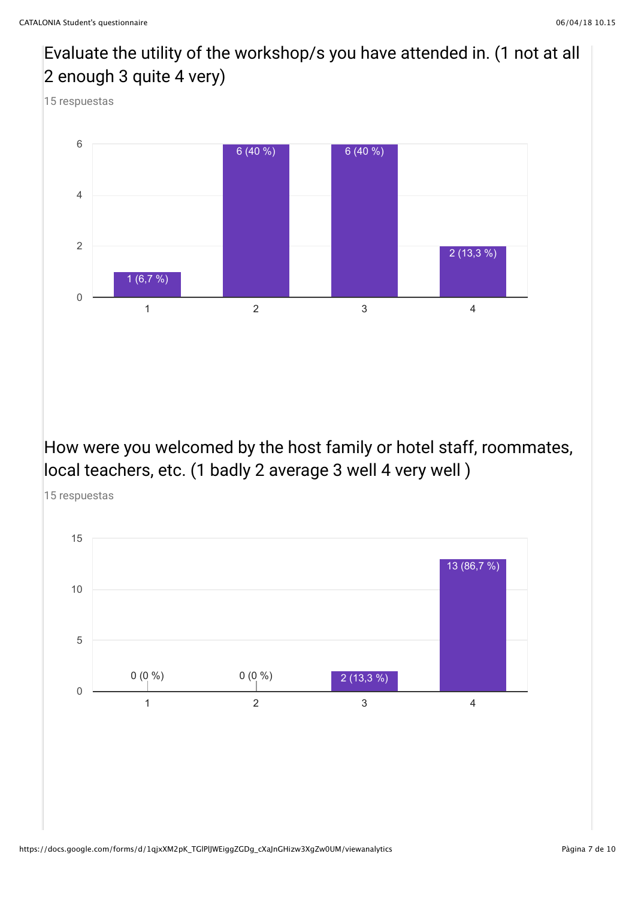## Evaluate the utility of the workshop/s you have attended in. (1 not at all 2 enough 3 quite 4 very)

15 respuestas

| Rating | Responses |
|---|---|
| 1 | 1 (6,7 %) |
| 2 | 6 (40 %) |
| 3 | 6 (40 %) |
| 4 | 2 (13,3 %) |

## How were you welcomed by the host family or hotel staff, roommates, local teachers, etc. (1 badly 2 average 3 well 4 very well )

15 respuestas

| Rating | Responses |
|---|---|
| 1 | 0 (0 %) |
| 2 | 0 (0 %) |
| 3 | 2 (13,3 %) |
| 4 | 13 (86,7 %) |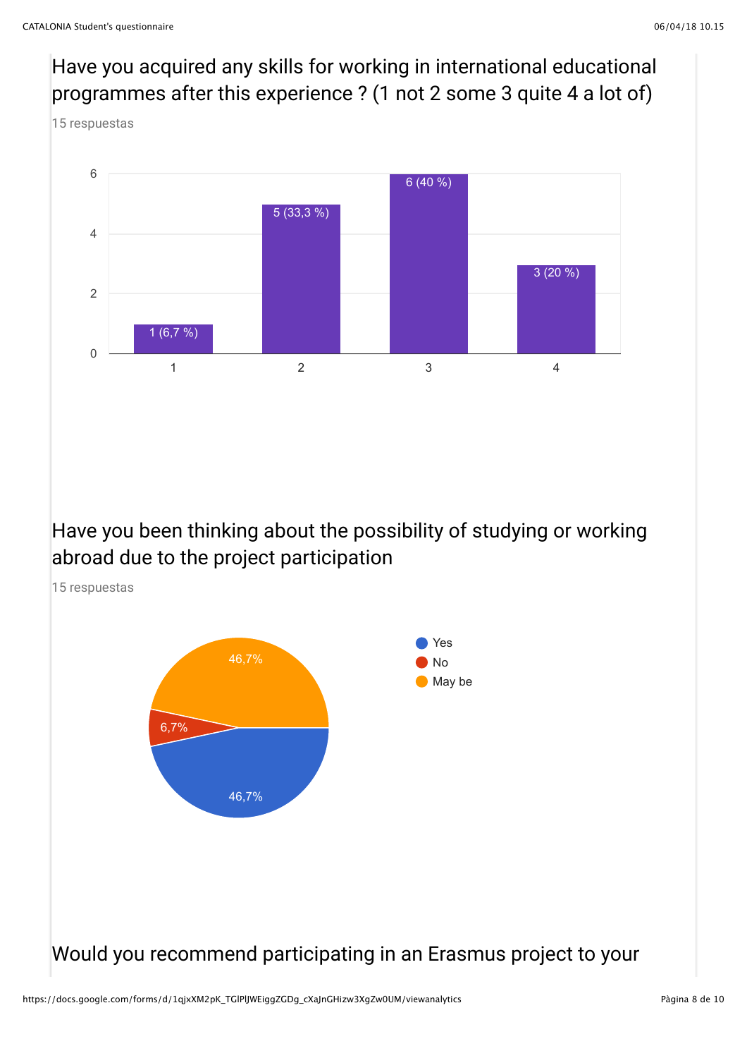## Have you acquired any skills for working in international educational programmes after this experience ? (1 not 2 some 3 quite 4 a lot of)

15 respuestas

| | Count |
|---|---|
| 1 | 1 (6,7 %) |
| 2 | 5 (33,3 %) |
| 3 | 6 (40 %) |
| 4 | 3 (20 %) |

## Have you been thinking about the possibility of studying or working abroad due to the project participation

15 respuestas

| | Percentage |
|---|---|
| Yes | 46,7% |
| No | 6,7% |
| May be | 46,7% |

## Would you recommend participating in an Erasmus project to your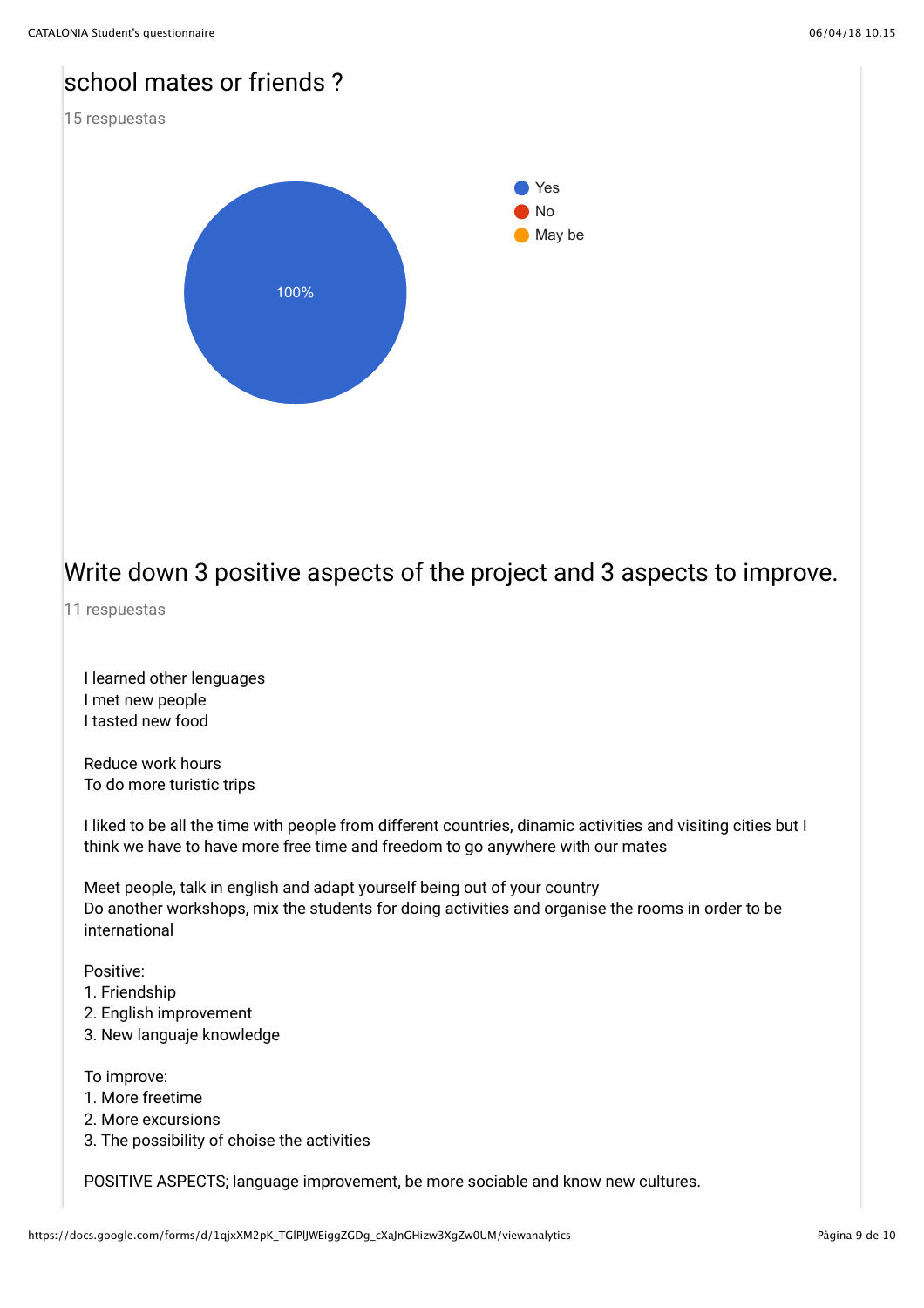## school mates or friends ?

15 respuestas

- Yes
- No
- May be

100%

## Write down 3 positive aspects of the project and 3 aspects to improve.

11 respuestas

I learned other lenguages
I met new people
I tasted new food

Reduce work hours
To do more turistic trips

I liked to be all the time with people from different countries, dinamic activities and visiting cities but I think we have to have more free time and freedom to go anywhere with our mates

Meet people, talk in english and adapt yourself being out of your country
Do another workshops, mix the students for doing activities and organise the rooms in order to be international

Positive:
1. Friendship
2. English improvement
3. New languaje knowledge

To improve:
1. More freetime
2. More excursions
3. The possibility of choise the activities

POSITIVE ASPECTS; language improvement, be more sociable and know new cultures.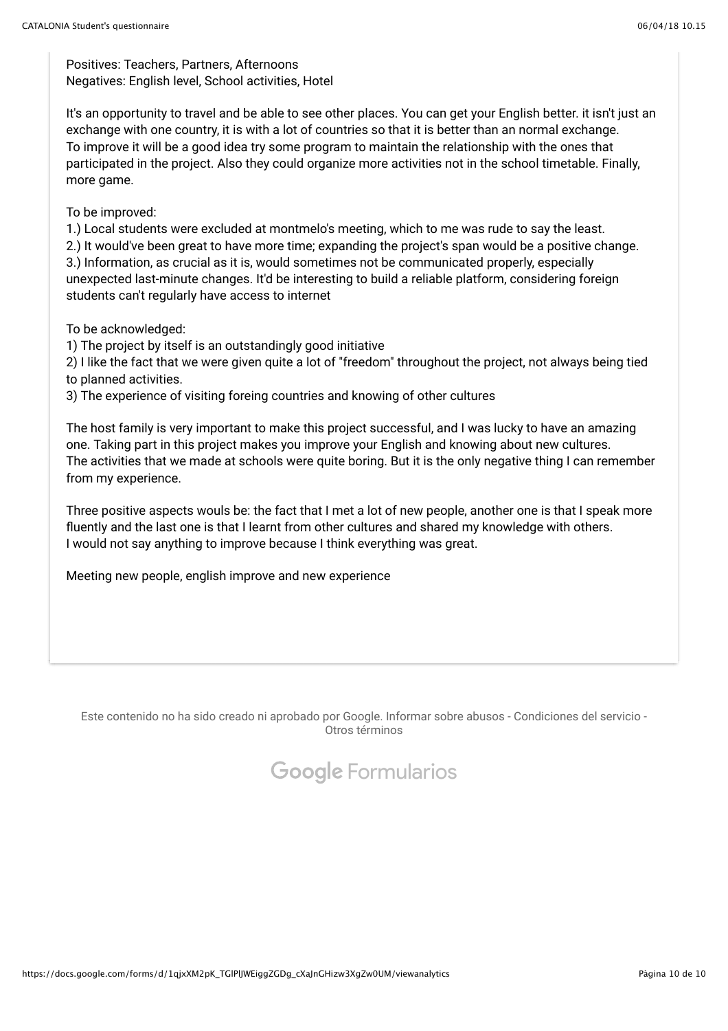Positives: Teachers, Partners, Afternoons
Negatives: English level, School activities, Hotel

It's an opportunity to travel and be able to see other places. You can get your English better. it isn't just an exchange with one country, it is with a lot of countries so that it is better than an normal exchange.
To improve it will be a good idea try some program to maintain the relationship with the ones that participated in the project. Also they could organize more activities not in the school timetable. Finally, more game.

To be improved:
1.) Local students were excluded at montmelo's meeting, which to me was rude to say the least.
2.) It would've been great to have more time; expanding the project's span would be a positive change.
3.) Information, as crucial as it is, would sometimes not be communicated properly, especially unexpected last-minute changes. It'd be interesting to build a reliable platform, considering foreign students can't regularly have access to internet

To be acknowledged:
1) The project by itself is an outstandingly good initiative
2) I like the fact that we were given quite a lot of "freedom" throughout the project, not always being tied to planned activities.
3) The experience of visiting foreing countries and knowing of other cultures

The host family is very important to make this project successful, and I was lucky to have an amazing one. Taking part in this project makes you improve your English and knowing about new cultures.
The activities that we made at schools were quite boring. But it is the only negative thing I can remember from my experience.

Three positive aspects wouls be: the fact that I met a lot of new people, another one is that I speak more fluently and the last one is that I learnt from other cultures and shared my knowledge with others.
I would not say anything to improve because I think everything was great.

Meeting new people, english improve and new experience

Este contenido no ha sido creado ni aprobado por Google. Informar sobre abusos - Condiciones del servicio - Otros términos

Google Formularios